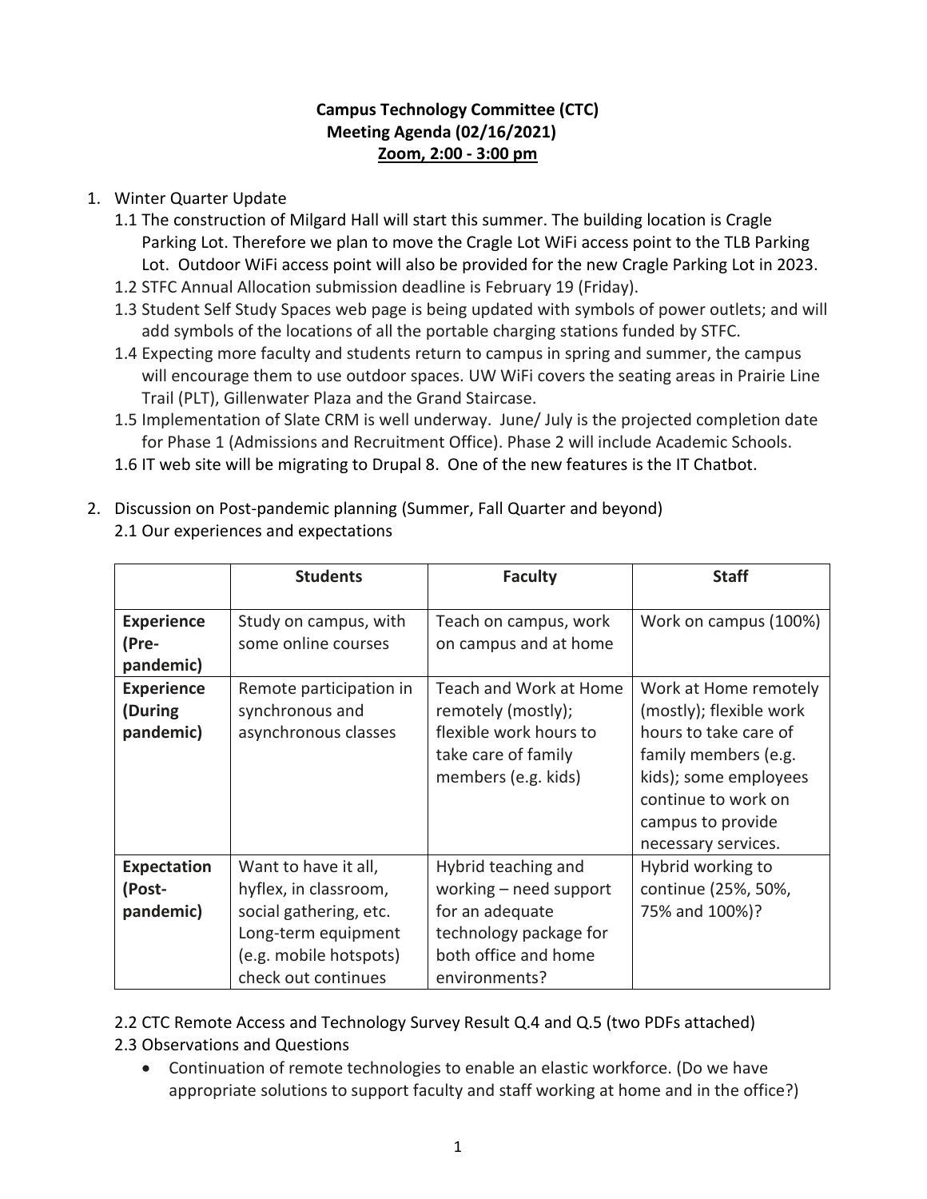# Campus Technology Committee (CTC)
## Meeting Agenda (02/16/2021)
**Zoom, 2:00 - 3:00 pm**

1. Winter Quarter Update
   - 1.1 The construction of Milgard Hall will start this summer. The building location is Cragle Parking Lot. Therefore we plan to move the Cragle Lot WiFi access point to the TLB Parking Lot. Outdoor WiFi access point will also be provided for the new Cragle Parking Lot in 2023.
   - 1.2 STFC Annual Allocation submission deadline is February 19 (Friday).
   - 1.3 Student Self Study Spaces web page is being updated with symbols of power outlets; and will add symbols of the locations of all the portable charging stations funded by STFC.
   - 1.4 Expecting more faculty and students return to campus in spring and summer, the campus will encourage them to use outdoor spaces. UW WiFi covers the seating areas in Prairie Line Trail (PLT), Gillenwater Plaza and the Grand Staircase.
   - 1.5 Implementation of Slate CRM is well underway. June/ July is the projected completion date for Phase 1 (Admissions and Recruitment Office). Phase 2 will include Academic Schools.
   - 1.6 IT web site will be migrating to Drupal 8. One of the new features is the IT Chatbot.

2. Discussion on Post-pandemic planning (Summer, Fall Quarter and beyond)
   - 2.1 Our experiences and expectations

| | **Students** | **Faculty** | **Staff** |
|---|---|---|---|
| **Experience (Pre-pandemic)** | Study on campus, with some online courses | Teach on campus, work on campus and at home | Work on campus (100%) |
| **Experience (During pandemic)** | Remote participation in synchronous and asynchronous classes | Teach and Work at Home remotely (mostly); flexible work hours to take care of family members (e.g. kids) | Work at Home remotely (mostly); flexible work hours to take care of family members (e.g. kids); some employees continue to work on campus to provide necessary services. |
| **Expectation (Post-pandemic)** | Want to have it all, hyflex, in classroom, social gathering, etc. Long-term equipment (e.g. mobile hotspots) check out continues | Hybrid teaching and working – need support for an adequate technology package for both office and home environments? | Hybrid working to continue (25%, 50%, 75% and 100%)? |

   - 2.2 CTC Remote Access and Technology Survey Result Q.4 and Q.5 (two PDFs attached)
   - 2.3 Observations and Questions
     - Continuation of remote technologies to enable an elastic workforce. (Do we have appropriate solutions to support faculty and staff working at home and in the office?)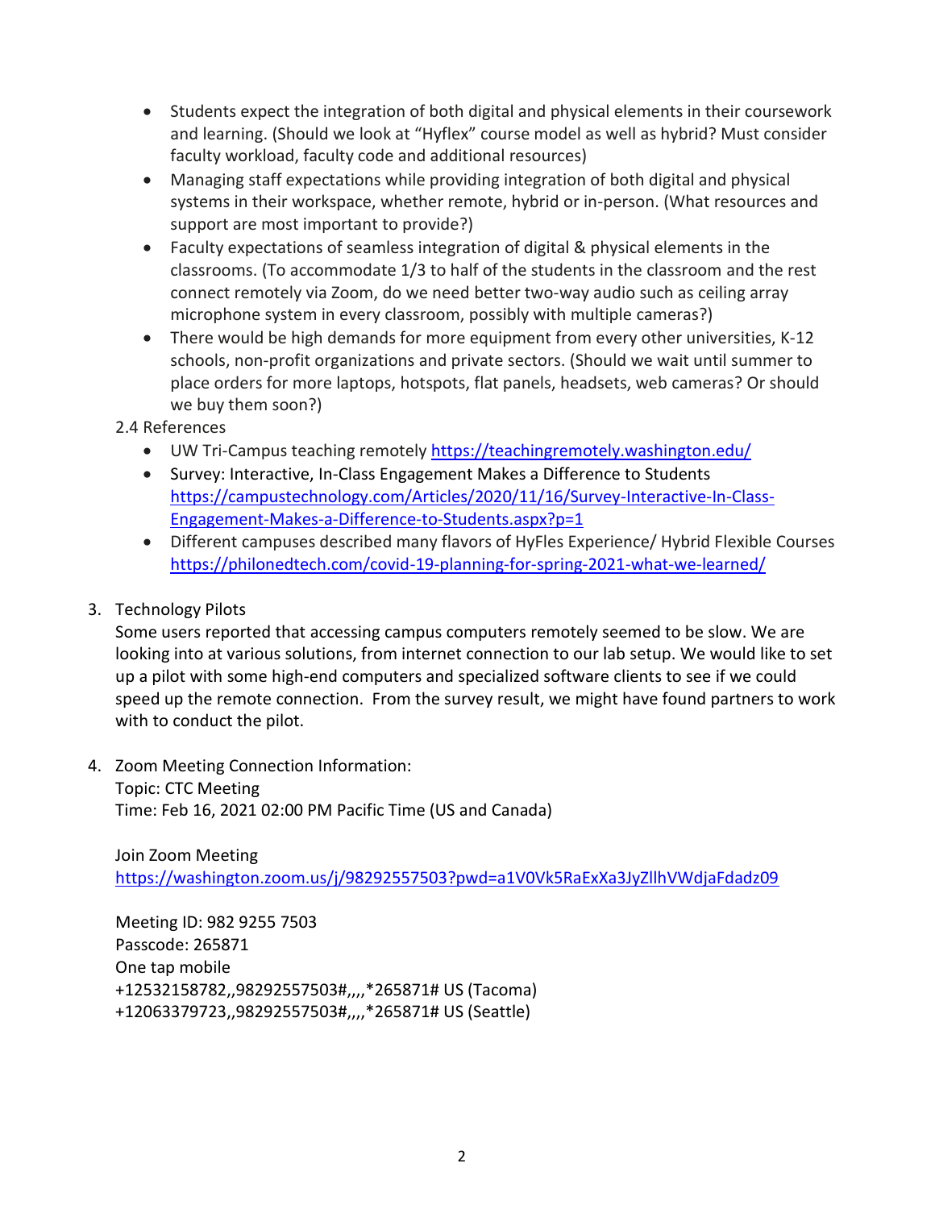- Students expect the integration of both digital and physical elements in their coursework and learning. (Should we look at "Hyflex" course model as well as hybrid? Must consider faculty workload, faculty code and additional resources)
- Managing staff expectations while providing integration of both digital and physical systems in their workspace, whether remote, hybrid or in-person. (What resources and support are most important to provide?)
- Faculty expectations of seamless integration of digital & physical elements in the classrooms. (To accommodate 1/3 to half of the students in the classroom and the rest connect remotely via Zoom, do we need better two-way audio such as ceiling array microphone system in every classroom, possibly with multiple cameras?)
- There would be high demands for more equipment from every other universities, K-12 schools, non-profit organizations and private sectors. (Should we wait until summer to place orders for more laptops, hotspots, flat panels, headsets, web cameras? Or should we buy them soon?)

2.4 References

- UW Tri-Campus teaching remotely https://teachingremotely.washington.edu/
- Survey: Interactive, In-Class Engagement Makes a Difference to Students https://campustechnology.com/Articles/2020/11/16/Survey-Interactive-In-Class-Engagement-Makes-a-Difference-to-Students.aspx?p=1
- Different campuses described many flavors of HyFles Experience/ Hybrid Flexible Courses https://philonedtech.com/covid-19-planning-for-spring-2021-what-we-learned/

3. Technology Pilots

   Some users reported that accessing campus computers remotely seemed to be slow. We are looking into at various solutions, from internet connection to our lab setup. We would like to set up a pilot with some high-end computers and specialized software clients to see if we could speed up the remote connection. From the survey result, we might have found partners to work with to conduct the pilot.

4. Zoom Meeting Connection Information:

   Topic: CTC Meeting
   Time: Feb 16, 2021 02:00 PM Pacific Time (US and Canada)

   Join Zoom Meeting
   https://washington.zoom.us/j/98292557503?pwd=a1V0Vk5RaExXa3JyZllhVWdjaFdadz09

   Meeting ID: 982 9255 7503
   Passcode: 265871
   One tap mobile
   +12532158782,,98292557503#,,,,*265871# US (Tacoma)
   +12063379723,,98292557503#,,,,*265871# US (Seattle)